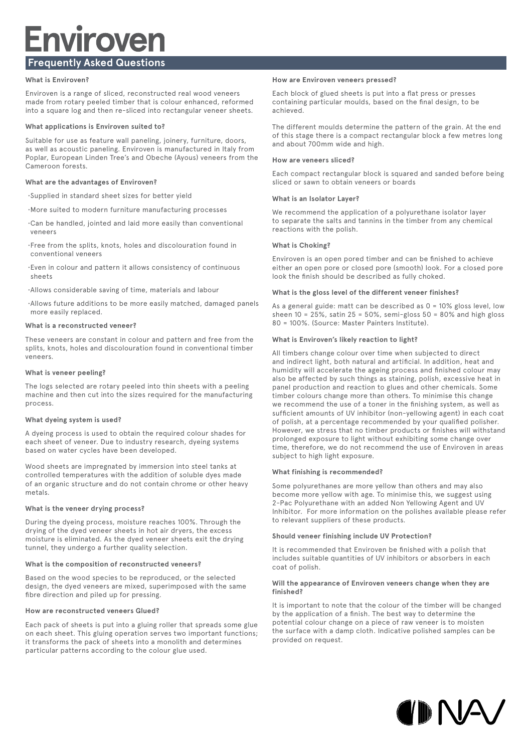# Enviroven

## Frequently Asked Questions

### What is Enviroven?

Enviroven is a range of sliced, reconstructed real wood veneers made from rotary peeled timber that is colour enhanced, reformed into a square log and then re-sliced into rectangular veneer sheets.

### What applications is Enviroven suited to?

Suitable for use as feature wall paneling, joinery, furniture, doors, as well as acoustic paneling. Enviroven is manufactured in Italy from Poplar, European Linden Tree's and Obeche (Ayous) veneers from the Cameroon forests.

### What are the advantages of Enviroven?

- Supplied in standard sheet sizes for better yield
- More suited to modern furniture manufacturing processes
- Can be handled, jointed and laid more easily than conventional veneers
- Free from the splits, knots, holes and discolouration found in conventional veneers
- Even in colour and pattern it allows consistency of continuous sheets
- Allows considerable saving of time, materials and labour
- Allows future additions to be more easily matched, damaged panels more easily replaced.

### What is a reconstructed veneer?

These veneers are constant in colour and pattern and free from the splits, knots, holes and discolouration found in conventional timber veneers.

### What is veneer peeling?

The logs selected are rotary peeled into thin sheets with a peeling machine and then cut into the sizes required for the manufacturing process.

### What dyeing system is used?

A dyeing process is used to obtain the required colour shades for each sheet of veneer. Due to industry research, dyeing systems based on water cycles have been developed.

Wood sheets are impregnated by immersion into steel tanks at controlled temperatures with the addition of soluble dyes made of an organic structure and do not contain chrome or other heavy metals.

### What is the veneer drying process?

During the dyeing process, moisture reaches 100%. Through the drying of the dyed veneer sheets in hot air dryers, the excess moisture is eliminated. As the dyed veneer sheets exit the drying tunnel, they undergo a further quality selection.

### What is the composition of reconstructed veneers?

Based on the wood species to be reproduced, or the selected design, the dyed veneers are mixed, superimposed with the same fibre direction and piled up for pressing.

### How are reconstructed veneers Glued?

Each pack of sheets is put into a gluing roller that spreads some glue on each sheet. This gluing operation serves two important functions; it transforms the pack of sheets into a monolith and determines particular patterns according to the colour glue used.

### How are Enviroven veneers pressed?

Each block of glued sheets is put into a flat press or presses containing particular moulds, based on the final design, to be achieved.

The different moulds determine the pattern of the grain. At the end of this stage there is a compact rectangular block a few metres long and about 700mm wide and high.

### How are veneers sliced?

Each compact rectangular block is squared and sanded before being sliced or sawn to obtain veneers or boards

### What is an Isolator Layer?

We recommend the application of a polyurethane isolator layer to separate the salts and tannins in the timber from any chemical reactions with the polish.

### What is Choking?

Enviroven is an open pored timber and can be finished to achieve either an open pore or closed pore (smooth) look. For a closed pore look the finish should be described as fully choked.

### What is the gloss level of the different veneer finishes?

As a general guide: matt can be described as 0 = 10% gloss level, low sheen 10 = 25%, satin 25 = 50%, semi-gloss 50 = 80% and high gloss 80 = 100%. (Source: Master Painters Institute).

### What is Enviroven's likely reaction to light?

All timbers change colour over time when subjected to direct and indirect light, both natural and artificial. In addition, heat and humidity will accelerate the ageing process and finished colour may also be affected by such things as staining, polish, excessive heat in panel production and reaction to glues and other chemicals. Some timber colours change more than others. To minimise this change we recommend the use of a toner in the finishing system, as well as sufficient amounts of UV inhibitor (non-yellowing agent) in each coat of polish, at a percentage recommended by your qualified polisher. However, we stress that no timber products or finishes will withstand prolonged exposure to light without exhibiting some change over time, therefore, we do not recommend the use of Enviroven in areas subject to high light exposure.

### What finishing is recommended?

Some polyurethanes are more yellow than others and may also become more yellow with age. To minimise this, we suggest using 2-Pac Polyurethane with an added Non Yellowing Agent and UV Inhibitor. For more information on the polishes available please refer to relevant suppliers of these products.

### Should veneer finishing include UV Protection?

It is recommended that Enviroven be finished with a polish that includes suitable quantities of UV inhibitors or absorbers in each coat of polish.

### Will the appearance of Enviroven veneers change when they are finished?

It is important to note that the colour of the timber will be changed by the application of a finish. The best way to determine the potential colour change on a piece of raw veneer is to moisten the surface with a damp cloth. Indicative polished samples can be provided on request.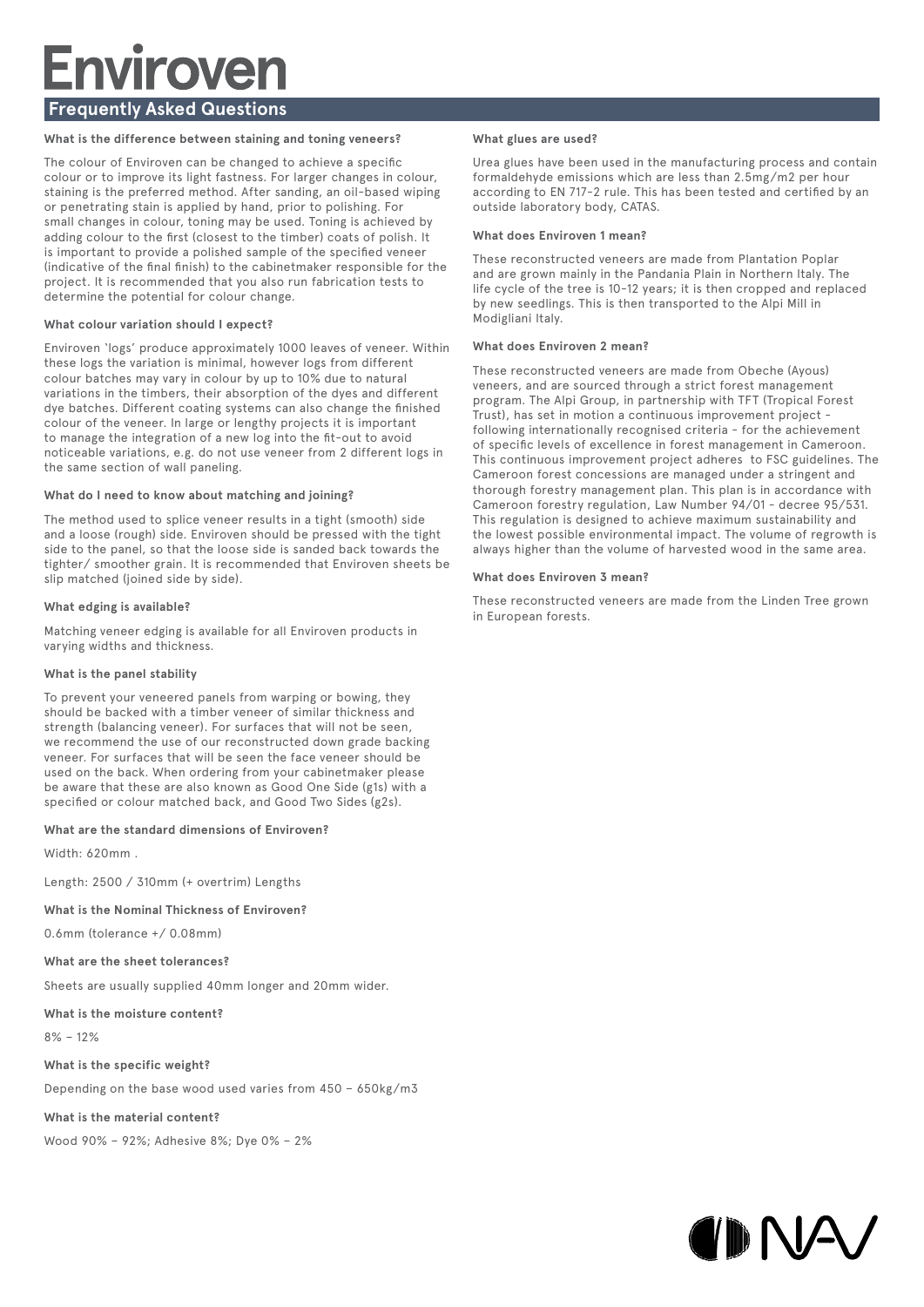# Enviroven

## Frequently Asked Questions

**What is the difference between staining and toning veneers?**

The colour of Enviroven can be changed to achieve a specific colour or to improve its light fastness. For larger changes in colour, staining is the preferred method. After sanding, an oil-based wiping or penetrating stain is applied by hand, prior to polishing. For small changes in colour, toning may be used. Toning is achieved by adding colour to the first (closest to the timber) coats of polish. It is important to provide a polished sample of the specified veneer (indicative of the final finish) to the cabinetmaker responsible for the project. It is recommended that you also run fabrication tests to determine the potential for colour change.

**What colour variation should I expect?**

Enviroven 'logs' produce approximately 1000 leaves of veneer. Within these logs the variation is minimal, however logs from different colour batches may vary in colour by up to 10% due to natural variations in the timbers, their absorption of the dyes and different dye batches. Different coating systems can also change the finished colour of the veneer. In large or lengthy projects it is important to manage the integration of a new log into the fit-out to avoid noticeable variations, e.g. do not use veneer from 2 different logs in the same section of wall paneling.

**What do I need to know about matching and joining?**

The method used to splice veneer results in a tight (smooth) side and a loose (rough) side. Enviroven should be pressed with the tight side to the panel, so that the loose side is sanded back towards the tighter/ smoother grain. It is recommended that Enviroven sheets be slip matched (joined side by side).

**What edging is available?**

Matching veneer edging is available for all Enviroven products in varying widths and thickness.

**What is the panel stability**

To prevent your veneered panels from warping or bowing, they should be backed with a timber veneer of similar thickness and strength (balancing veneer). For surfaces that will not be seen, we recommend the use of our reconstructed down grade backing veneer. For surfaces that will be seen the face veneer should be used on the back. When ordering from your cabinetmaker please be aware that these are also known as Good One Side (g1s) with a specified or colour matched back, and Good Two Sides (g2s).

**What are the standard dimensions of Enviroven?**

Width: 620mm .

Length: 2500 / 310mm (+ overtrim) Lengths

**What is the Nominal Thickness of Enviroven?**

0.6mm (tolerance +/ 0.08mm)

**What are the sheet tolerances?**

Sheets are usually supplied 40mm longer and 20mm wider.

**What is the moisture content?**

8% – 12%

**What is the specific weight?**

Depending on the base wood used varies from 450 – 650kg/m3

**What is the material content?**

Wood 90% – 92%; Adhesive 8%; Dye 0% – 2%

**What glues are used?**

Urea glues have been used in the manufacturing process and contain formaldehyde emissions which are less than 2.5mg/m2 per hour according to EN 717-2 rule. This has been tested and certified by an outside laboratory body, CATAS.

**What does Enviroven 1 mean?**

These reconstructed veneers are made from Plantation Poplar and are grown mainly in the Pandania Plain in Northern Italy. The life cycle of the tree is 10-12 years; it is then cropped and replaced by new seedlings. This is then transported to the Alpi Mill in Modigliani Italy.

**What does Enviroven 2 mean?**

These reconstructed veneers are made from Obeche (Ayous) veneers, and are sourced through a strict forest management program. The Alpi Group, in partnership with TFT (Tropical Forest Trust), has set in motion a continuous improvement project - following internationally recognised criteria - for the achievement of specific levels of excellence in forest management in Cameroon. This continuous improvement project adheres to FSC guidelines. The Cameroon forest concessions are managed under a stringent and thorough forestry management plan. This plan is in accordance with Cameroon forestry regulation, Law Number 94/01 - decree 95/531. This regulation is designed to achieve maximum sustainability and the lowest possible environmental impact. The volume of regrowth is always higher than the volume of harvested wood in the same area.

**What does Enviroven 3 mean?**

These reconstructed veneers are made from the Linden Tree grown in European forests.